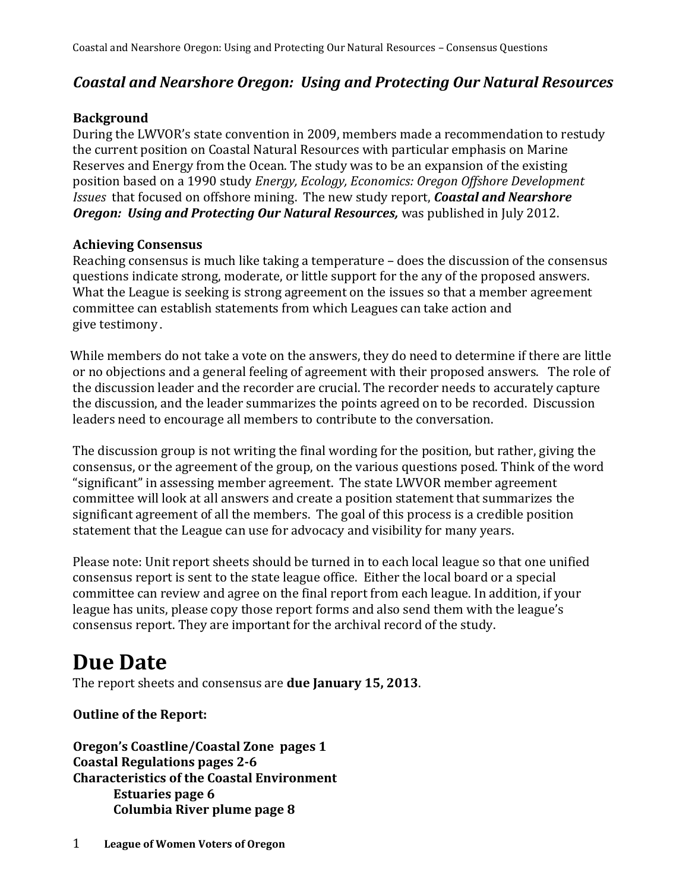## *Coastal and Nearshore Oregon: Using and Protecting Our Natural Resources*

### Background

During the LWVOR's state convention in 2009, members made a recommendation to restudy the current position on Coastal Natural Resources with particular emphasis on Marine Reserves and Energy from the Ocean. The study was to be an expansion of the existing position based on a 1990 study *Energy, Ecology, Economics: Oregon Offshore Development Issues* that focused on offshore mining. The new study report, ***Coastal and Nearshore Oregon: Using and Protecting Our Natural Resources,*** was published in July 2012.

### Achieving Consensus

Reaching consensus is much like taking a temperature – does the discussion of the consensus questions indicate strong, moderate, or little support for the any of the proposed answers. What the League is seeking is strong agreement on the issues so that a member agreement committee can establish statements from which Leagues can take action and give testimony.

While members do not take a vote on the answers, they do need to determine if there are little or no objections and a general feeling of agreement with their proposed answers. The role of the discussion leader and the recorder are crucial. The recorder needs to accurately capture the discussion, and the leader summarizes the points agreed on to be recorded. Discussion leaders need to encourage all members to contribute to the conversation.

The discussion group is not writing the final wording for the position, but rather, giving the consensus, or the agreement of the group, on the various questions posed. Think of the word "significant" in assessing member agreement. The state LWVOR member agreement committee will look at all answers and create a position statement that summarizes the significant agreement of all the members. The goal of this process is a credible position statement that the League can use for advocacy and visibility for many years.

Please note: Unit report sheets should be turned in to each local league so that one unified consensus report is sent to the state league office. Either the local board or a special committee can review and agree on the final report from each league. In addition, if your league has units, please copy those report forms and also send them with the league's consensus report. They are important for the archival record of the study.

# Due Date

The report sheets and consensus are **due January 15, 2013**.

**Outline of the Report:**

**Oregon's Coastline/Coastal Zone pages 1**
**Coastal Regulations pages 2-6**
**Characteristics of the Coastal Environment**
- **Estuaries page 6**
- **Columbia River plume page 8**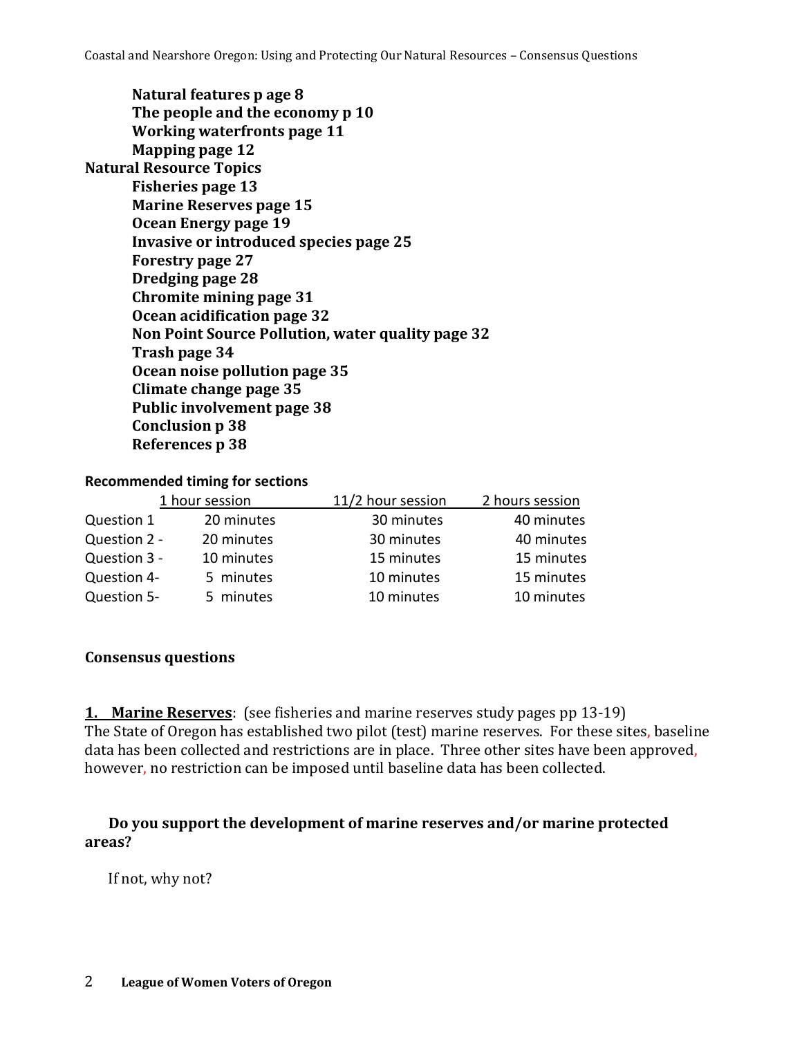**Natural features p age 8**
**The people and the economy p 10**
**Working waterfronts page 11**
**Mapping page 12**

**Natural Resource Topics**

**Fisheries page 13**
**Marine Reserves page 15**
**Ocean Energy page 19**
**Invasive or introduced species page 25**
**Forestry page 27**
**Dredging page 28**
**Chromite mining page 31**
**Ocean acidification page 32**
**Non Point Source Pollution, water quality page 32**
**Trash page 34**
**Ocean noise pollution page 35**
**Climate change page 35**
**Public involvement page 38**
**Conclusion p 38**
**References p 38**

**Recommended timing for sections**

| | 1 hour session | 11/2 hour session | 2 hours session |
|---|---|---|---|
| Question 1 | 20 minutes | 30 minutes | 40 minutes |
| Question 2 - | 20 minutes | 30 minutes | 40 minutes |
| Question 3 - | 10 minutes | 15 minutes | 15 minutes |
| Question 4- | 5 minutes | 10 minutes | 15 minutes |
| Question 5- | 5 minutes | 10 minutes | 10 minutes |

## Consensus questions

**1. Marine Reserves**: (see fisheries and marine reserves study pages pp 13-19)
The State of Oregon has established two pilot (test) marine reserves. For these sites, baseline data has been collected and restrictions are in place. Three other sites have been approved, however, no restriction can be imposed until baseline data has been collected.

**Do you support the development of marine reserves and/or marine protected areas?**

If not, why not?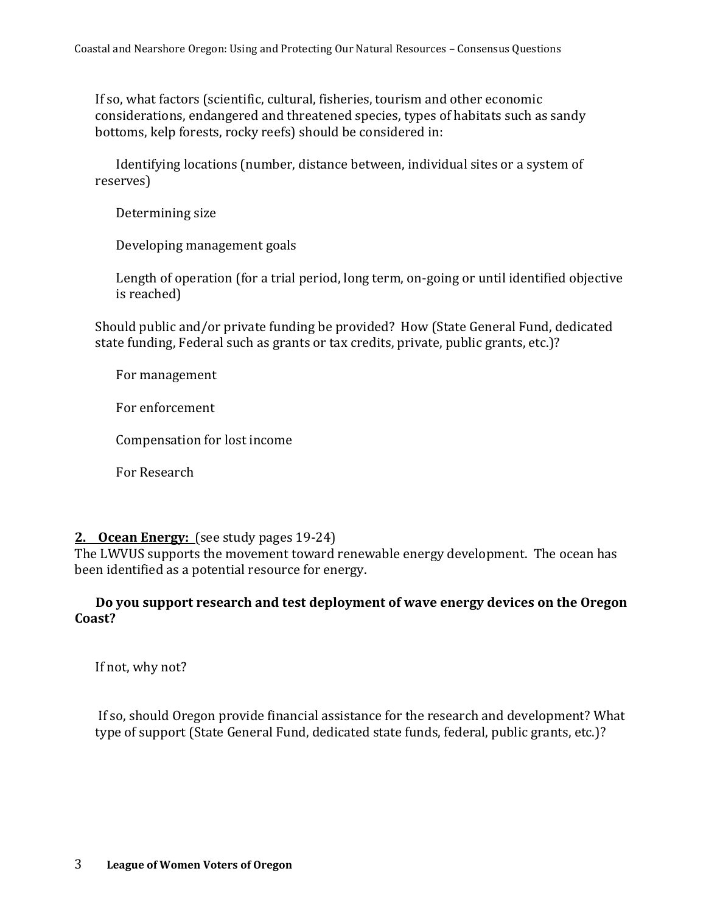If so, what factors (scientific, cultural, fisheries, tourism and other economic considerations, endangered and threatened species, types of habitats such as sandy bottoms, kelp forests, rocky reefs) should be considered in:

Identifying locations (number, distance between, individual sites or a system of reserves)

Determining size

Developing management goals

Length of operation (for a trial period, long term, on-going or until identified objective is reached)

Should public and/or private funding be provided? How (State General Fund, dedicated state funding, Federal such as grants or tax credits, private, public grants, etc.)?

For management

For enforcement

Compensation for lost income

For Research

**2. <u>Ocean Energy:</u>** (see study pages 19-24)

The LWVUS supports the movement toward renewable energy development. The ocean has been identified as a potential resource for energy.

**Do you support research and test deployment of wave energy devices on the Oregon Coast?**

If not, why not?

If so, should Oregon provide financial assistance for the research and development? What type of support (State General Fund, dedicated state funds, federal, public grants, etc.)?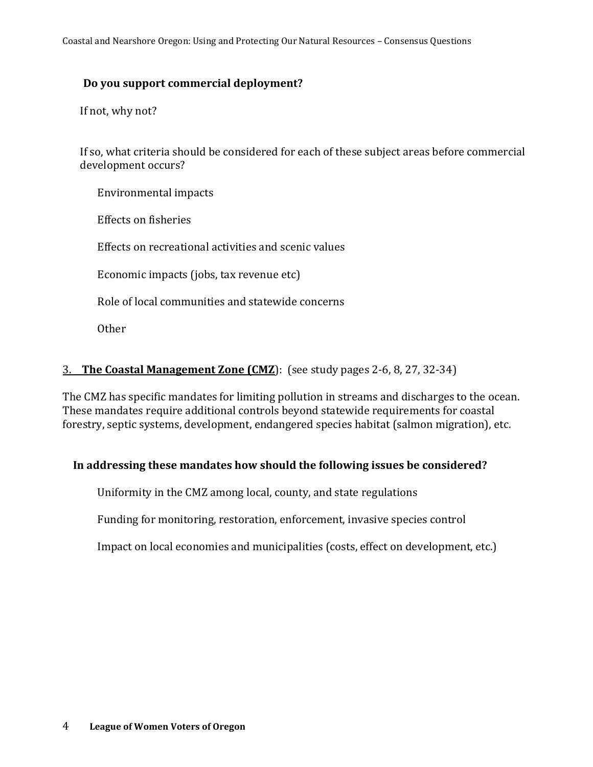**Do you support commercial deployment?**

If not, why not?

If so, what criteria should be considered for each of these subject areas before commercial development occurs?

Environmental impacts

Effects on fisheries

Effects on recreational activities and scenic values

Economic impacts (jobs, tax revenue etc)

Role of local communities and statewide concerns

Other

3. **The Coastal Management Zone (CMZ)**: (see study pages 2-6, 8, 27, 32-34)

The CMZ has specific mandates for limiting pollution in streams and discharges to the ocean. These mandates require additional controls beyond statewide requirements for coastal forestry, septic systems, development, endangered species habitat (salmon migration), etc.

**In addressing these mandates how should the following issues be considered?**

Uniformity in the CMZ among local, county, and state regulations

Funding for monitoring, restoration, enforcement, invasive species control

Impact on local economies and municipalities (costs, effect on development, etc.)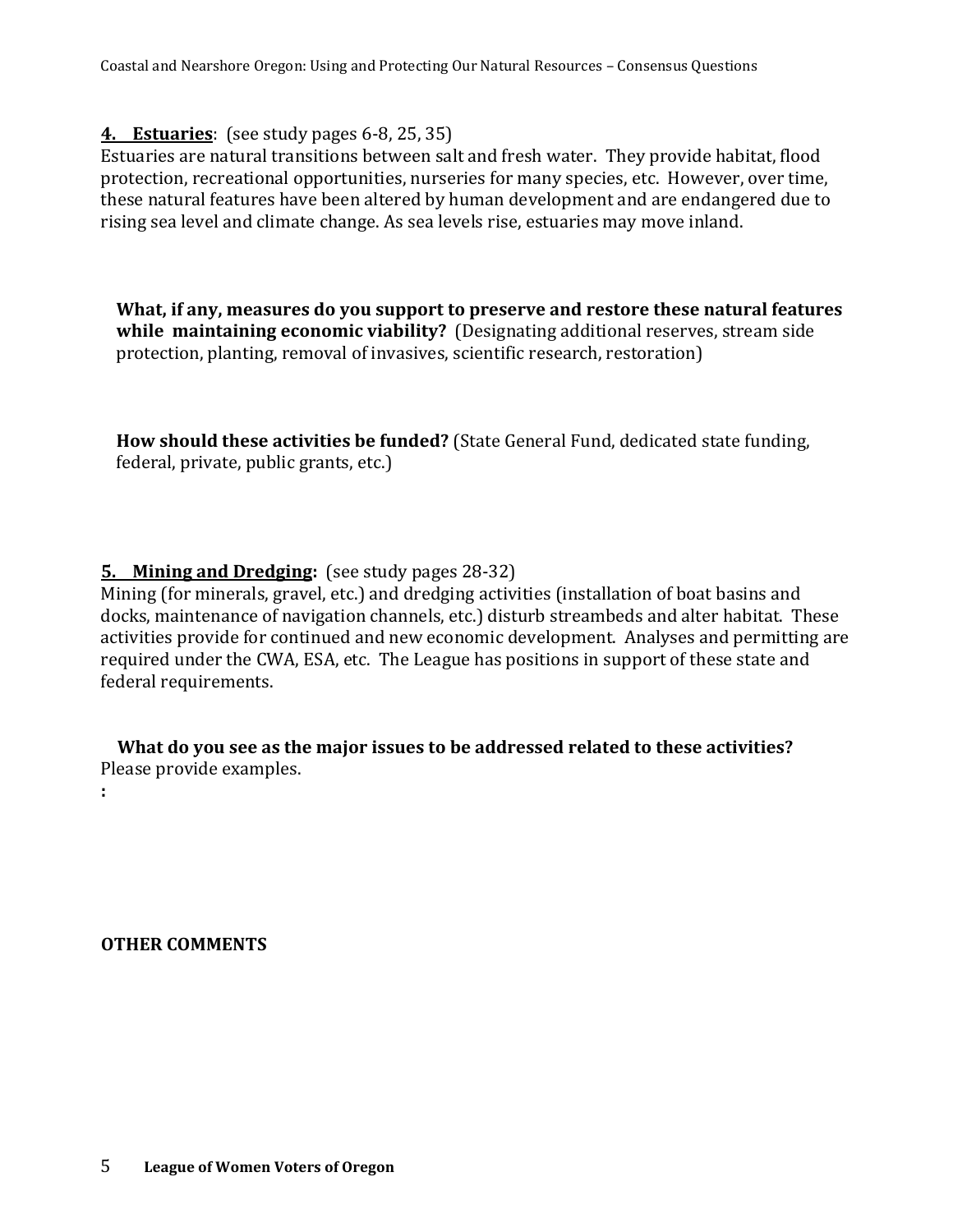**4. Estuaries**: (see study pages 6-8, 25, 35)
Estuaries are natural transitions between salt and fresh water. They provide habitat, flood protection, recreational opportunities, nurseries for many species, etc. However, over time, these natural features have been altered by human development and are endangered due to rising sea level and climate change. As sea levels rise, estuaries may move inland.

**What, if any, measures do you support to preserve and restore these natural features while maintaining economic viability?** (Designating additional reserves, stream side protection, planting, removal of invasives, scientific research, restoration)

**How should these activities be funded?** (State General Fund, dedicated state funding, federal, private, public grants, etc.)

**5. Mining and Dredging:** (see study pages 28-32)
Mining (for minerals, gravel, etc.) and dredging activities (installation of boat basins and docks, maintenance of navigation channels, etc.) disturb streambeds and alter habitat. These activities provide for continued and new economic development. Analyses and permitting are required under the CWA, ESA, etc. The League has positions in support of these state and federal requirements.

**What do you see as the major issues to be addressed related to these activities?** Please provide examples.
**:**

**OTHER COMMENTS**